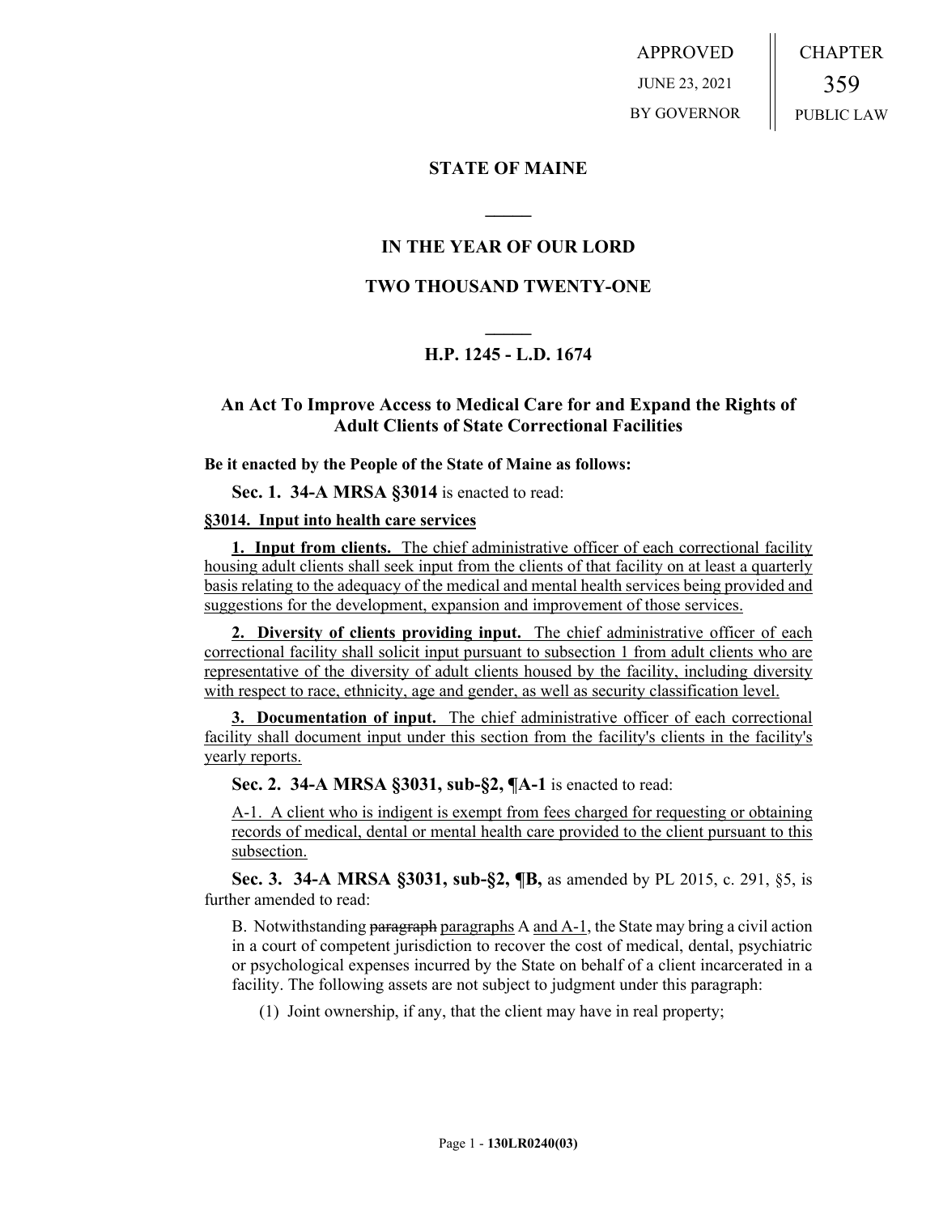APPROVED
JUNE 23, 2021
BY GOVERNOR

CHAPTER
359
PUBLIC LAW

# STATE OF MAINE

## IN THE YEAR OF OUR LORD

## TWO THOUSAND TWENTY-ONE

## H.P. 1245 - L.D. 1674

### An Act To Improve Access to Medical Care for and Expand the Rights of Adult Clients of State Correctional Facilities

**Be it enacted by the People of the State of Maine as follows:**

**Sec. 1. 34-A MRSA §3014** is enacted to read:

**§3014. Input into health care services**

**1. Input from clients.** The chief administrative officer of each correctional facility housing adult clients shall seek input from the clients of that facility on at least a quarterly basis relating to the adequacy of the medical and mental health services being provided and suggestions for the development, expansion and improvement of those services.

**2. Diversity of clients providing input.** The chief administrative officer of each correctional facility shall solicit input pursuant to subsection 1 from adult clients who are representative of the diversity of adult clients housed by the facility, including diversity with respect to race, ethnicity, age and gender, as well as security classification level.

**3. Documentation of input.** The chief administrative officer of each correctional facility shall document input under this section from the facility's clients in the facility's yearly reports.

**Sec. 2. 34-A MRSA §3031, sub-§2, ¶A-1** is enacted to read:

A-1. A client who is indigent is exempt from fees charged for requesting or obtaining records of medical, dental or mental health care provided to the client pursuant to this subsection.

**Sec. 3. 34-A MRSA §3031, sub-§2, ¶B,** as amended by PL 2015, c. 291, §5, is further amended to read:

B. Notwithstanding ~~paragraph~~ paragraphs A and A-1, the State may bring a civil action in a court of competent jurisdiction to recover the cost of medical, dental, psychiatric or psychological expenses incurred by the State on behalf of a client incarcerated in a facility. The following assets are not subject to judgment under this paragraph:

(1) Joint ownership, if any, that the client may have in real property;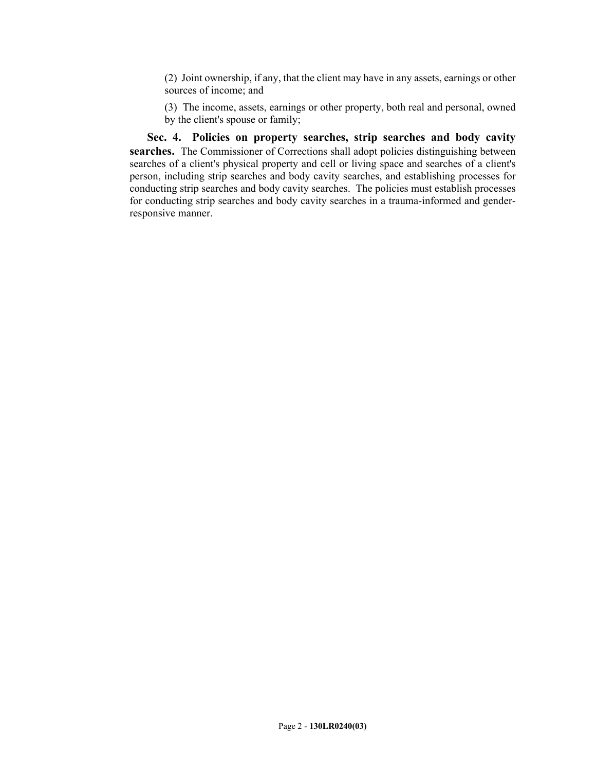(2) Joint ownership, if any, that the client may have in any assets, earnings or other sources of income; and

(3) The income, assets, earnings or other property, both real and personal, owned by the client's spouse or family;

**Sec. 4. Policies on property searches, strip searches and body cavity searches.** The Commissioner of Corrections shall adopt policies distinguishing between searches of a client's physical property and cell or living space and searches of a client's person, including strip searches and body cavity searches, and establishing processes for conducting strip searches and body cavity searches. The policies must establish processes for conducting strip searches and body cavity searches in a trauma-informed and gender-responsive manner.